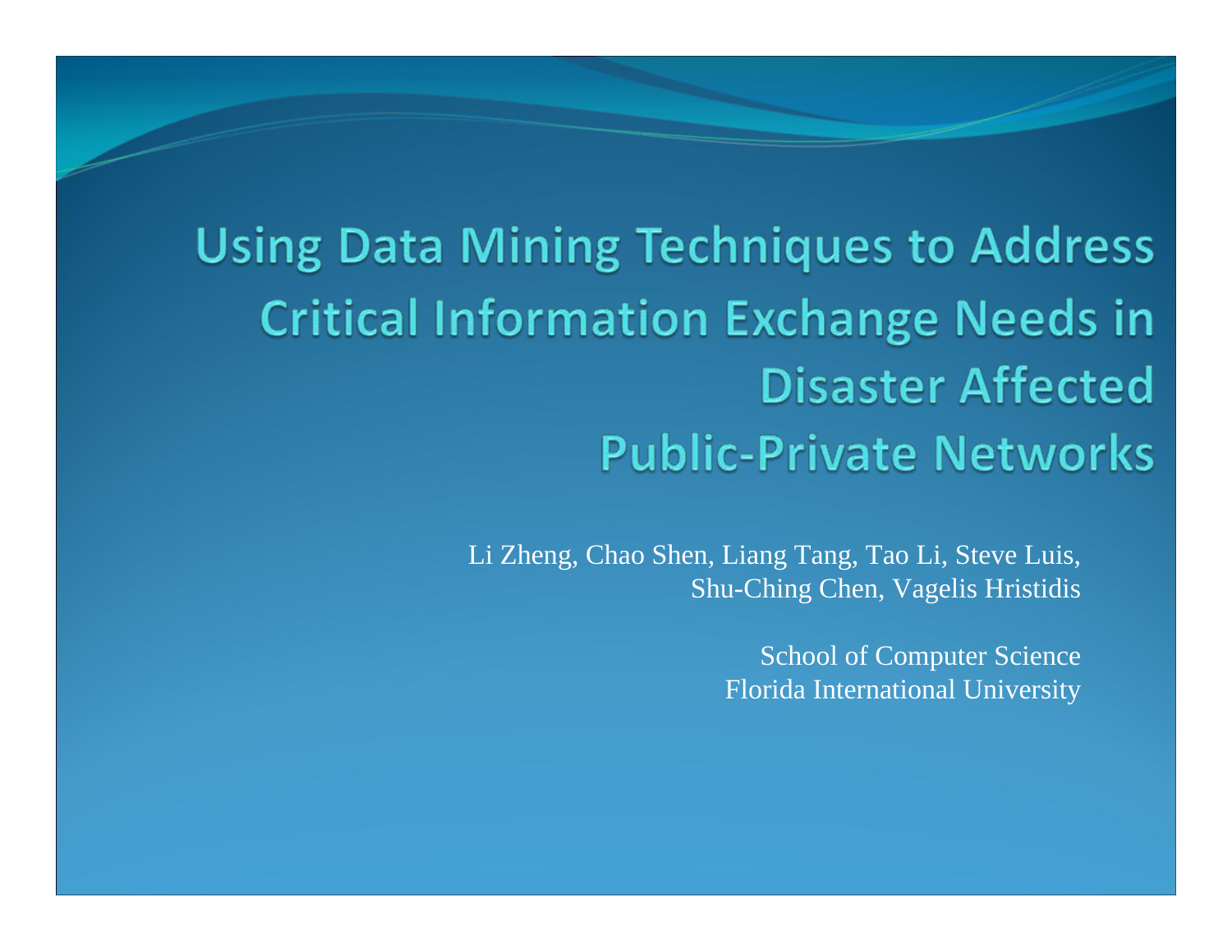# Using Data Mining Techniques to Address Critical Information Exchange Needs in Disaster Affected Public-Private Networks

Li Zheng, Chao Shen, Liang Tang, Tao Li, Steve Luis, Shu-Ching Chen, Vagelis Hristidis

School of Computer Science
Florida International University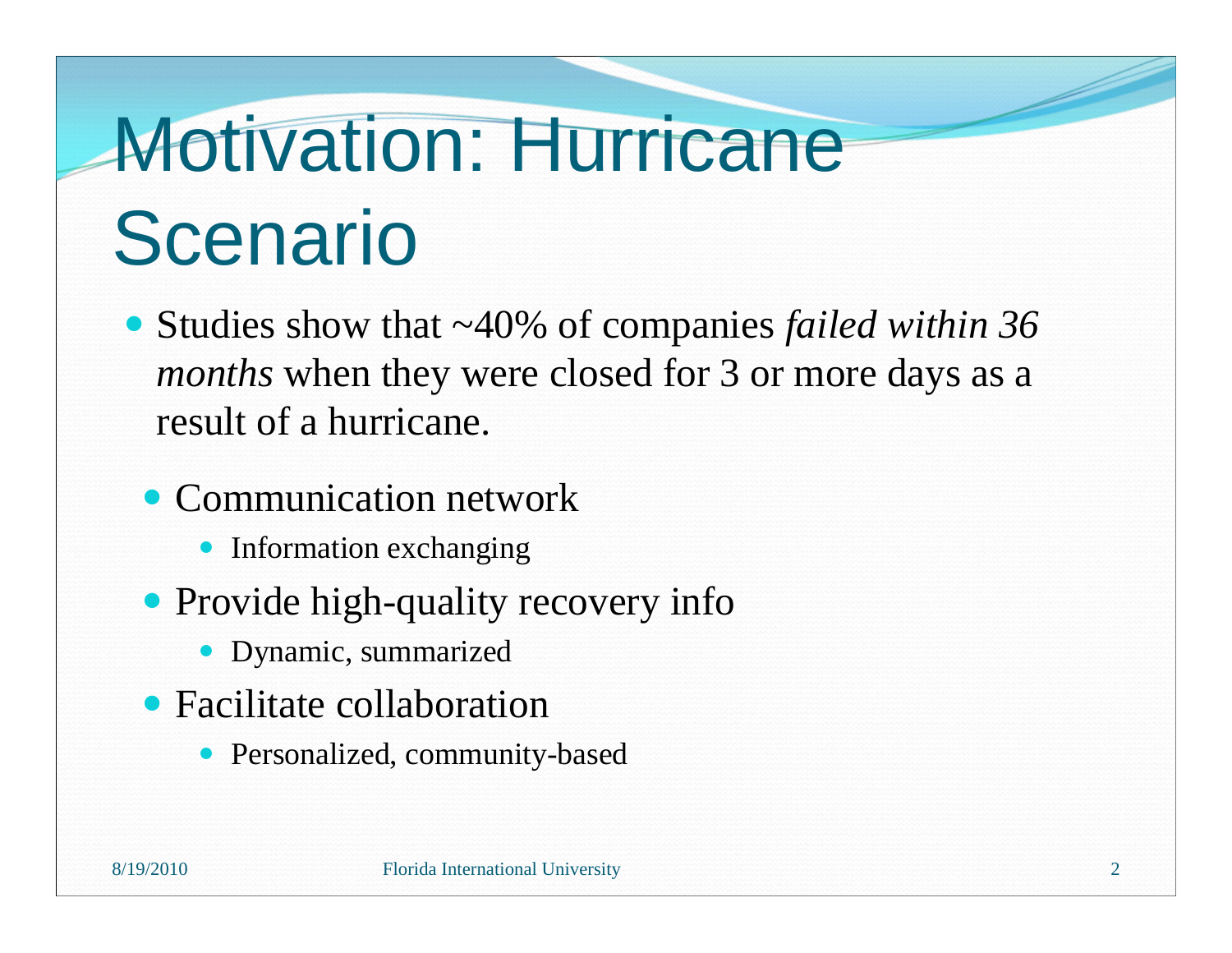# Motivation: Hurricane Scenario

- Studies show that ~40% of companies *failed within 36 months* when they were closed for 3 or more days as a result of a hurricane.
  - Communication network
    - Information exchanging
  - Provide high-quality recovery info
    - Dynamic, summarized
  - Facilitate collaboration
    - Personalized, community-based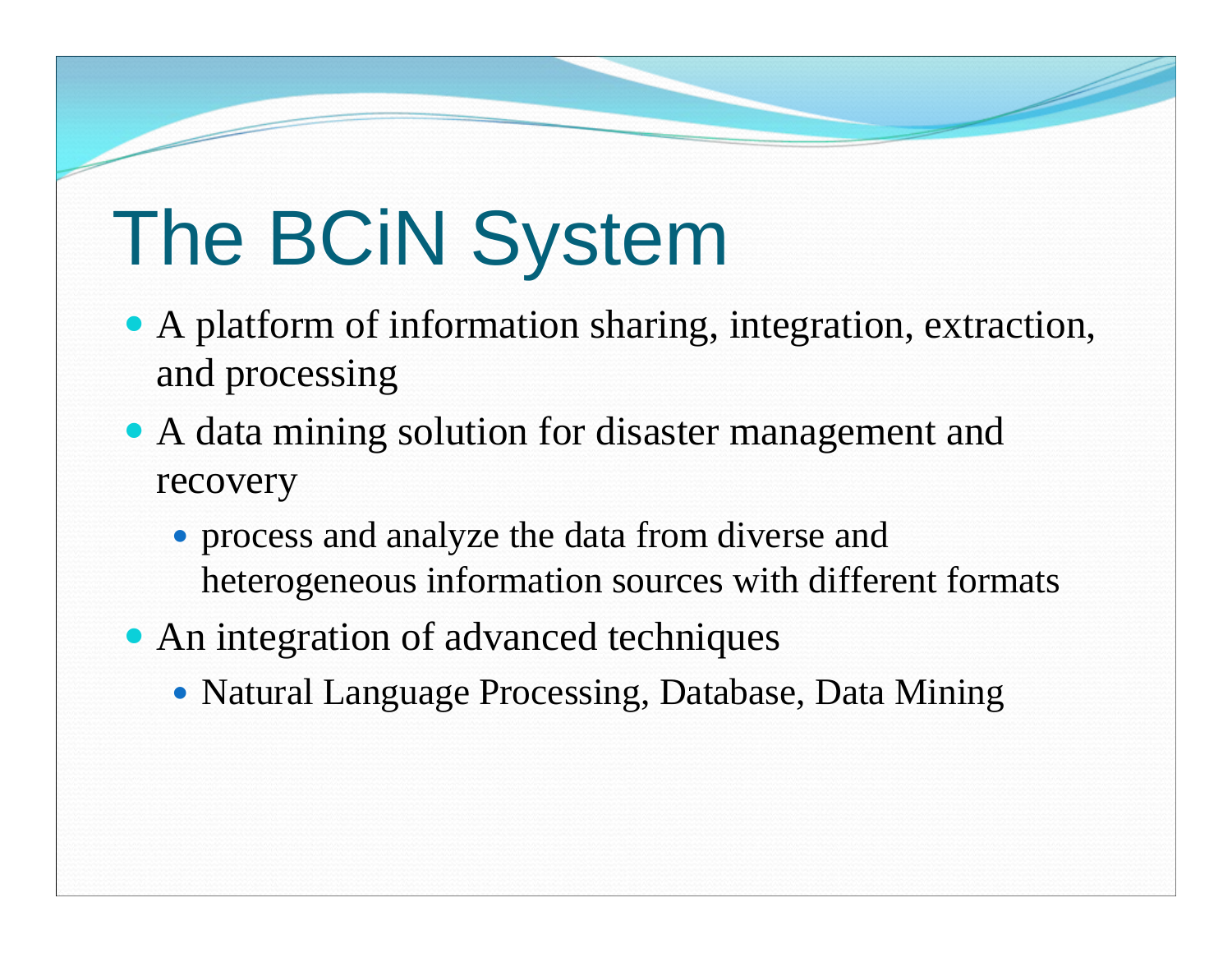# The BCiN System

- A platform of information sharing, integration, extraction, and processing
- A data mining solution for disaster management and recovery
  - process and analyze the data from diverse and heterogeneous information sources with different formats
- An integration of advanced techniques
  - Natural Language Processing, Database, Data Mining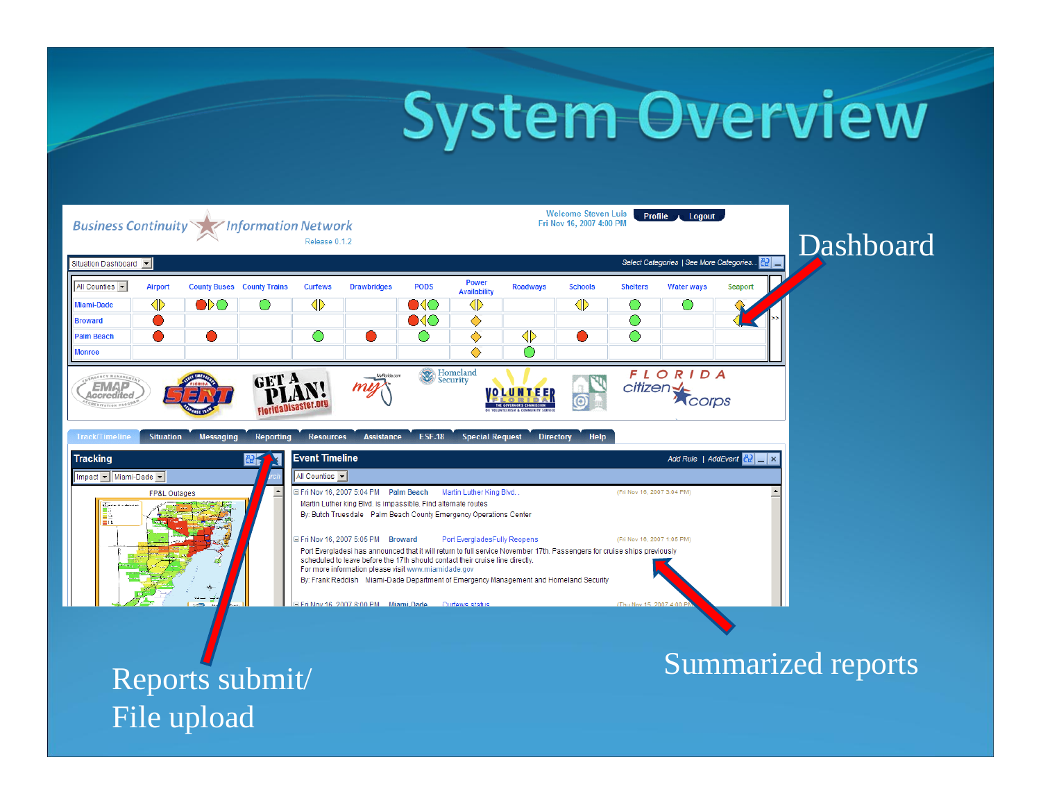# System Overview

Dashboard

Summarized reports

Reports submit/
File upload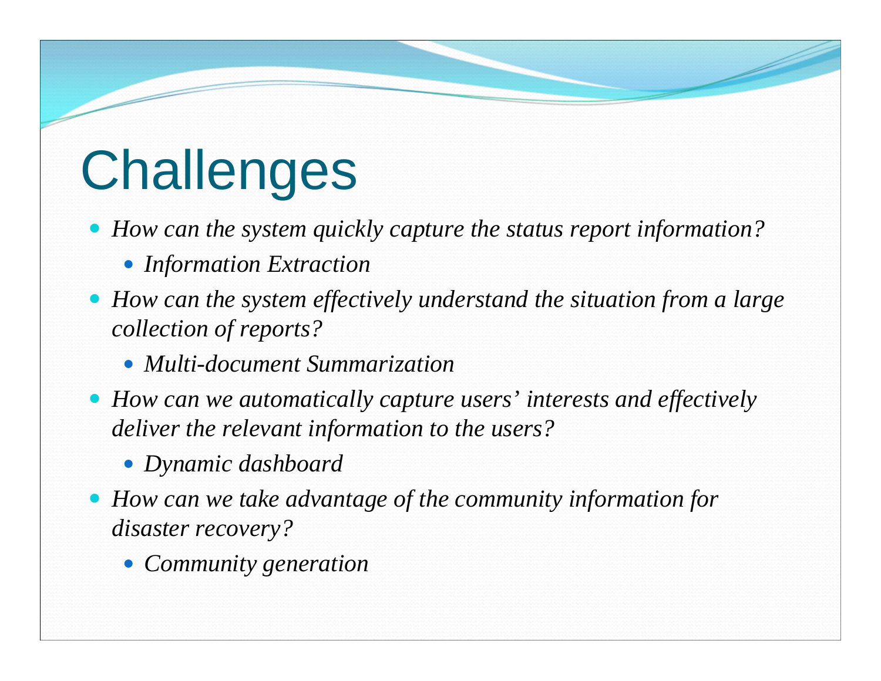# Challenges

- *How can the system quickly capture the status report information?*
  - *Information Extraction*
- *How can the system effectively understand the situation from a large collection of reports?*
  - *Multi-document Summarization*
- *How can we automatically capture users' interests and effectively deliver the relevant information to the users?*
  - *Dynamic dashboard*
- *How can we take advantage of the community information for disaster recovery?*
  - *Community generation*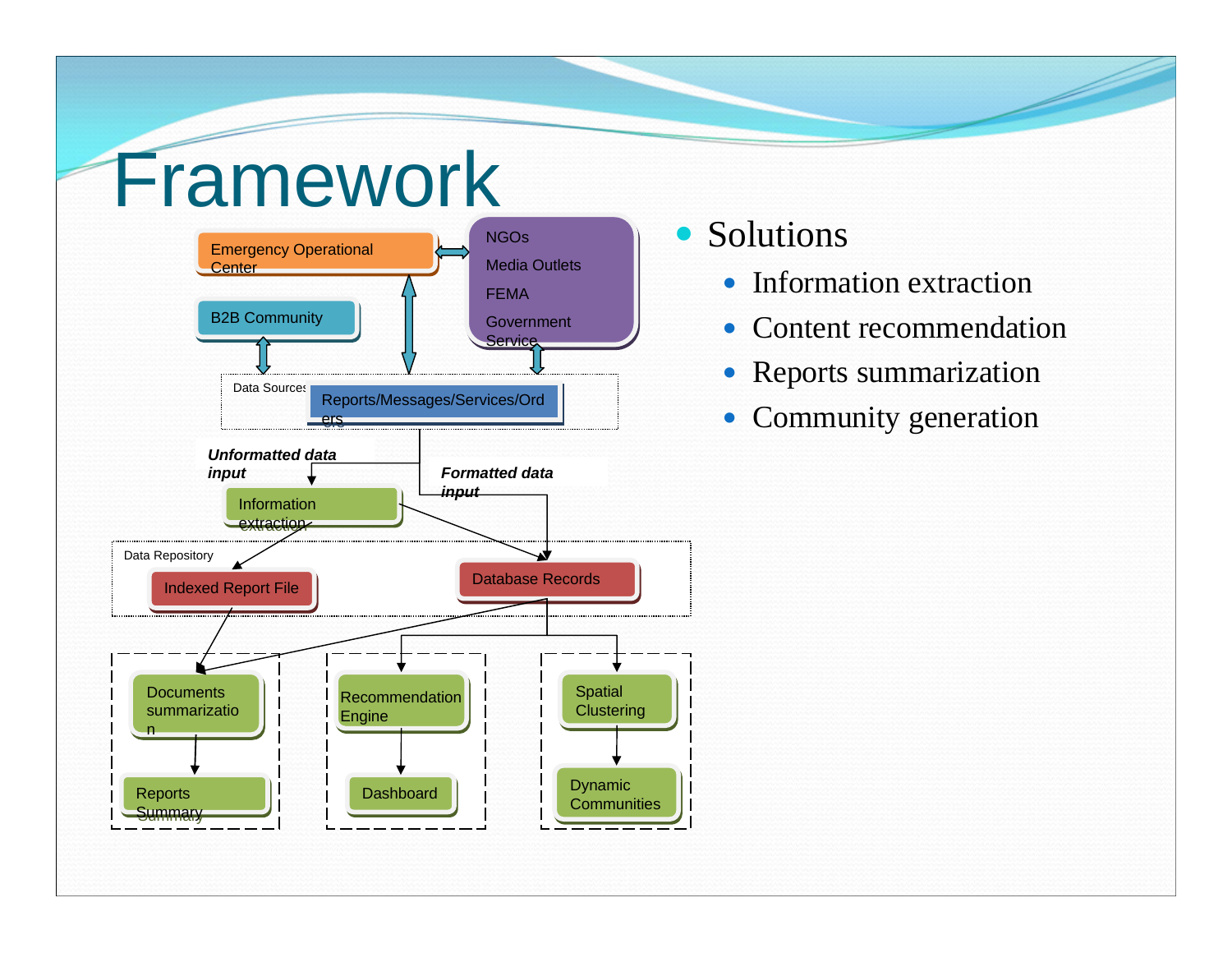# Framework

Emergency Operational Center

B2B Community

NGOs
Media Outlets
FEMA
Government Service

Data Sources

Reports/Messages/Services/Orders

***Unformatted data input***

***Formatted data input***

Information extraction

Data Repository

Indexed Report File

Database Records

Documents summarization

Reports Summary

Recommendation Engine

Dashboard

Spatial Clustering

Dynamic Communities

- Solutions
  - Information extraction
  - Content recommendation
  - Reports summarization
  - Community generation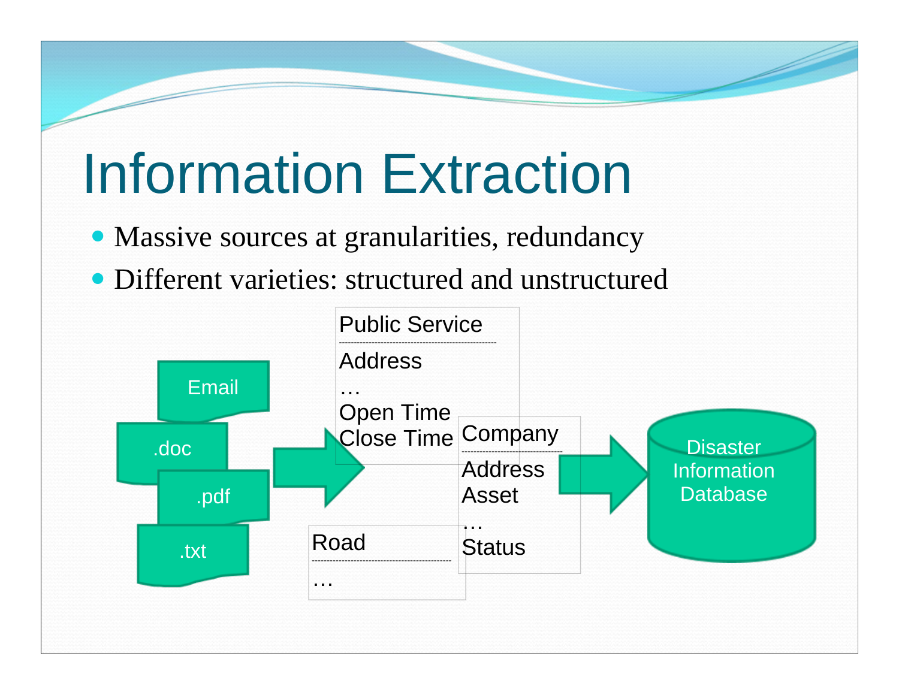# Information Extraction

- Massive sources at granularities, redundancy
- Different varieties: structured and unstructured

Email

.doc

.pdf

.txt

Public Service
Address
…
Open Time
Close Time

Company
Address
Asset
…
Status

Road
…

Disaster Information Database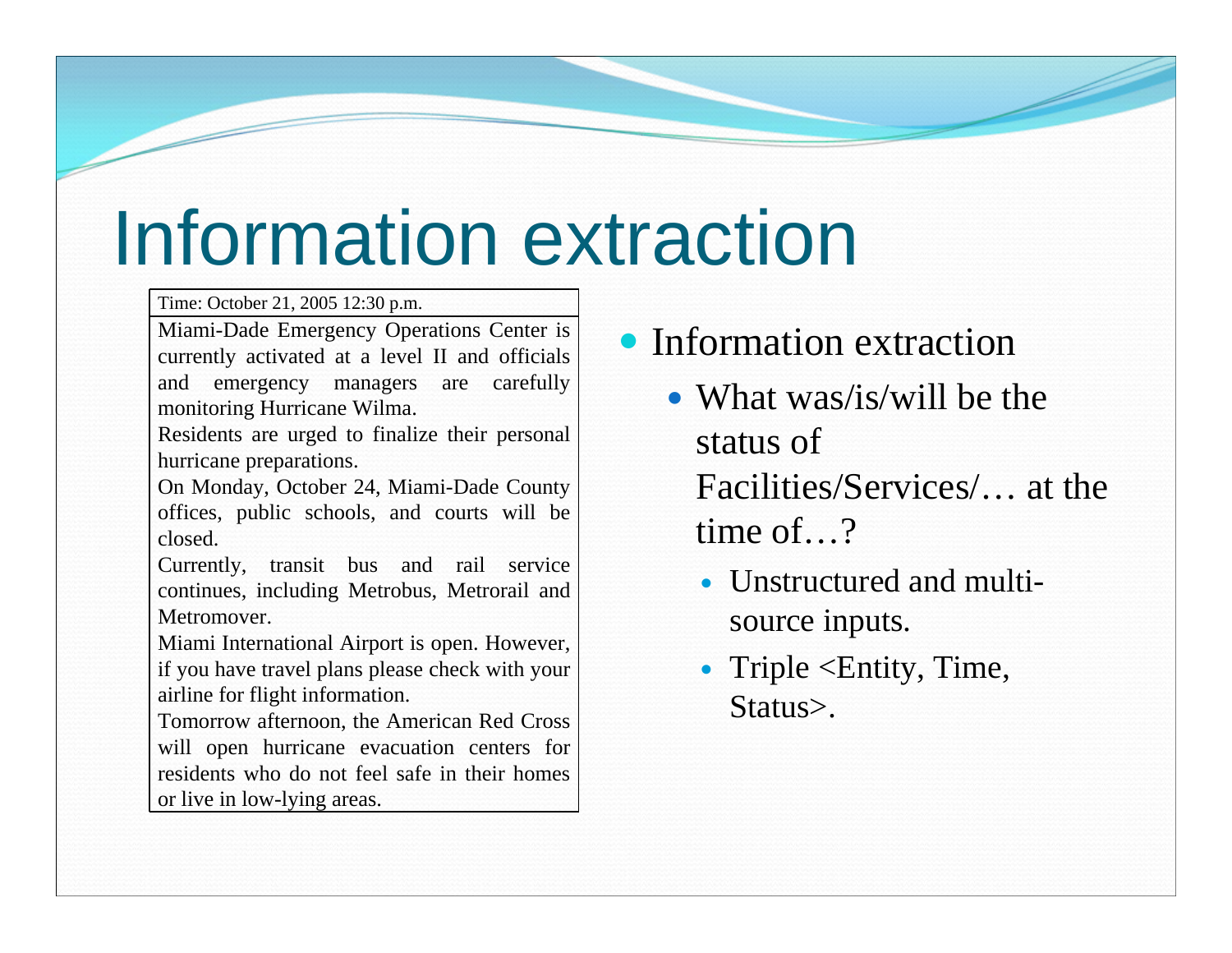# Information extraction

> Time: October 21, 2005 12:30 p.m.
>
> Miami-Dade Emergency Operations Center is currently activated at a level II and officials and emergency managers are carefully monitoring Hurricane Wilma.
>
> Residents are urged to finalize their personal hurricane preparations.
>
> On Monday, October 24, Miami-Dade County offices, public schools, and courts will be closed.
>
> Currently, transit bus and rail service continues, including Metrobus, Metrorail and Metromover.
>
> Miami International Airport is open. However, if you have travel plans please check with your airline for flight information.
>
> Tomorrow afternoon, the American Red Cross will open hurricane evacuation centers for residents who do not feel safe in their homes or live in low-lying areas.

- Information extraction
  - What was/is/will be the status of Facilities/Services/… at the time of…?
    - Unstructured and multi-source inputs.
    - Triple <Entity, Time, Status>.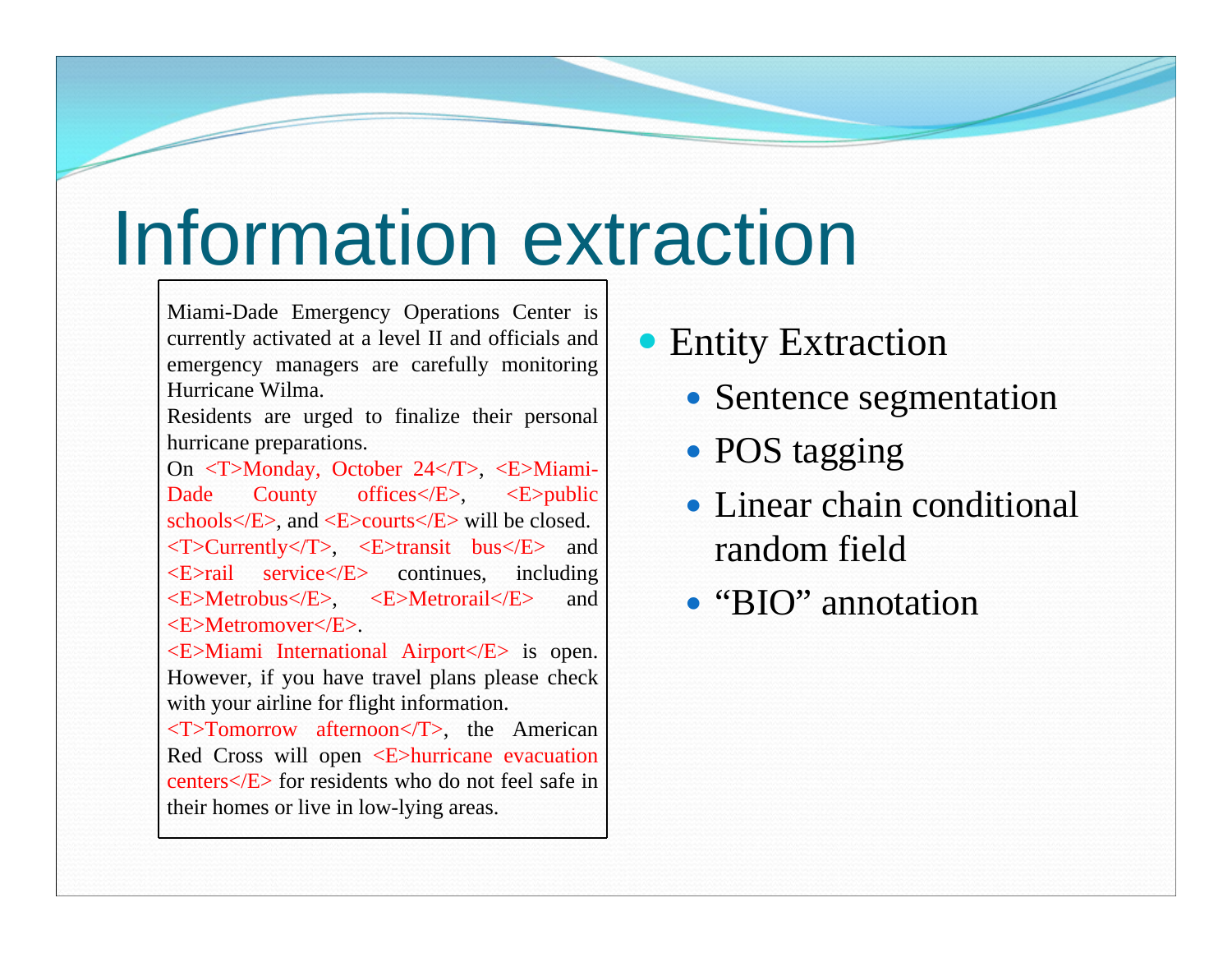# Information extraction

Miami-Dade Emergency Operations Center is currently activated at a level II and officials and emergency managers are carefully monitoring Hurricane Wilma.
Residents are urged to finalize their personal hurricane preparations.
On <T>Monday, October 24</T>, <E>Miami-Dade County offices</E>, <E>public schools</E>, and <E>courts</E> will be closed.
<T>Currently</T>, <E>transit bus</E> and <E>rail service</E> continues, including <E>Metrobus</E>, <E>Metrorail</E> and <E>Metromover</E>.
<E>Miami International Airport</E> is open. However, if you have travel plans please check with your airline for flight information.
<T>Tomorrow afternoon</T>, the American Red Cross will open <E>hurricane evacuation centers</E> for residents who do not feel safe in their homes or live in low-lying areas.

- Entity Extraction
  - Sentence segmentation
  - POS tagging
  - Linear chain conditional random field
  - “BIO” annotation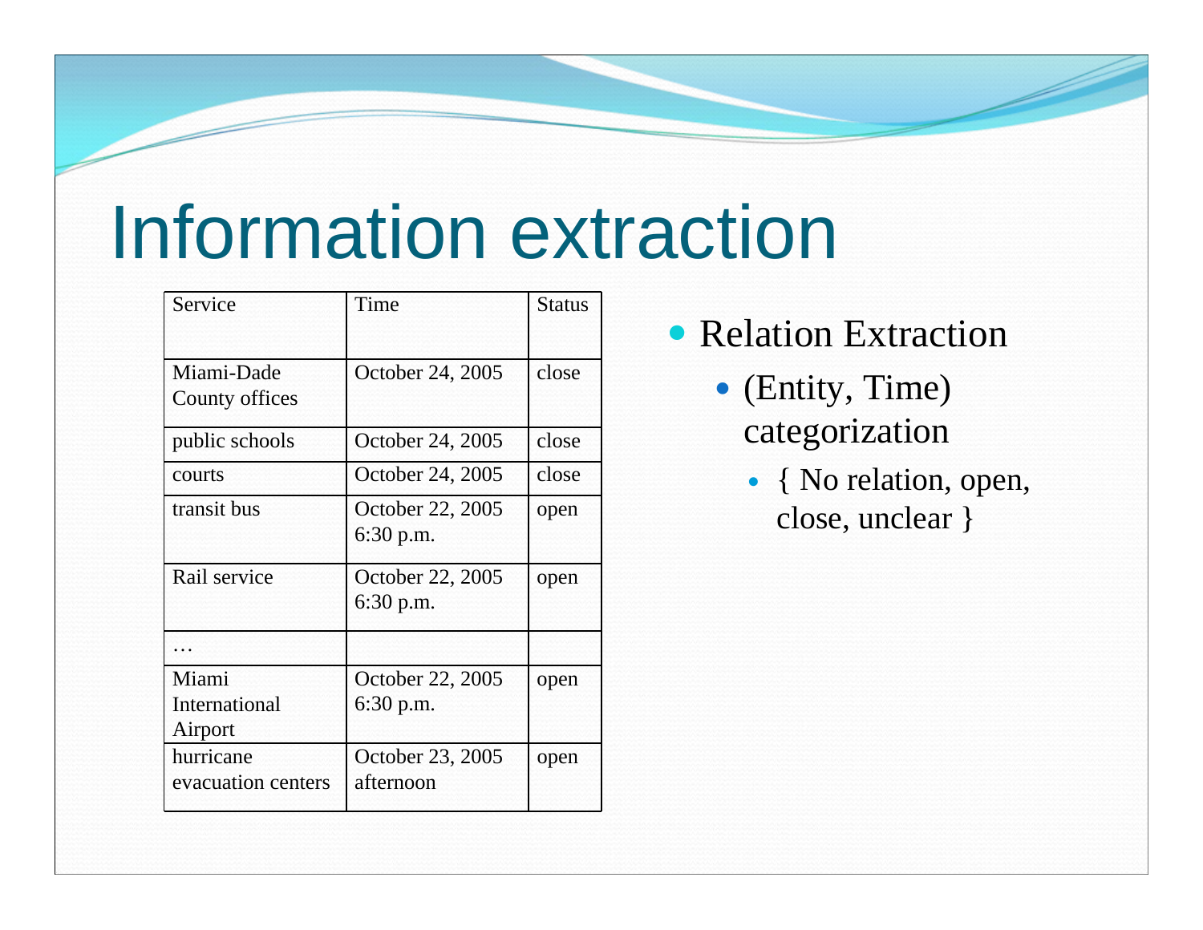# Information extraction

| Service | Time | Status |
|---|---|---|
| Miami-Dade County offices | October 24, 2005 | close |
| public schools | October 24, 2005 | close |
| courts | October 24, 2005 | close |
| transit bus | October 22, 2005 6:30 p.m. | open |
| Rail service | October 22, 2005 6:30 p.m. | open |
| … | | |
| Miami International Airport | October 22, 2005 6:30 p.m. | open |
| hurricane evacuation centers | October 23, 2005 afternoon | open |

- Relation Extraction
  - (Entity, Time) categorization
    - { No relation, open, close, unclear }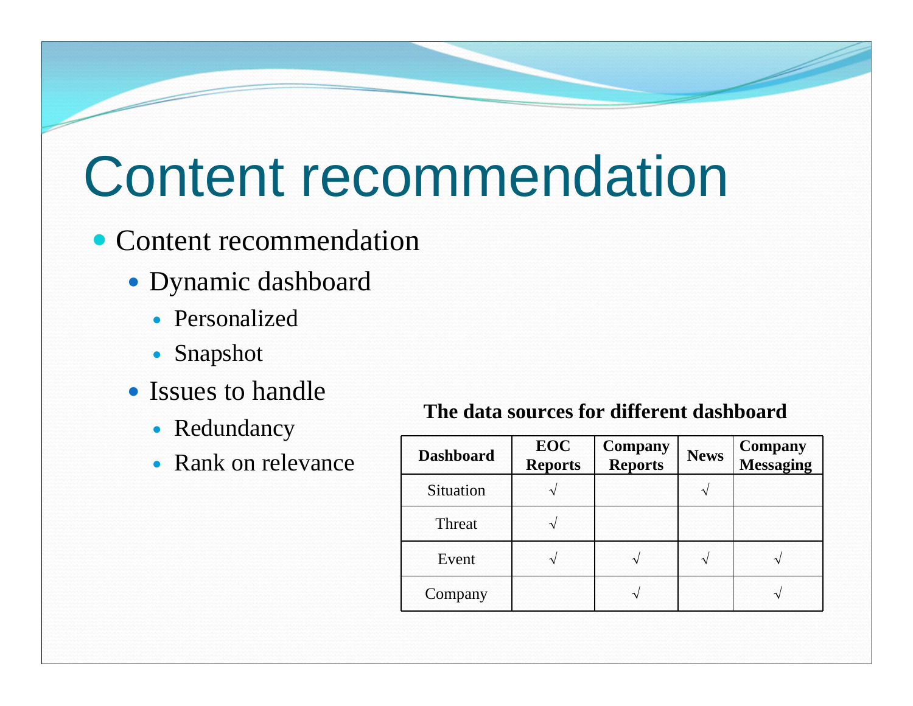# Content recommendation

- Content recommendation
  - Dynamic dashboard
    - Personalized
    - Snapshot
  - Issues to handle
    - Redundancy
    - Rank on relevance

**The data sources for different dashboard**

| Dashboard | EOC Reports | Company Reports | News | Company Messaging |
|---|---|---|---|---|
| Situation | √ | | √ | |
| Threat | √ | | | |
| Event | √ | √ | √ | √ |
| Company | | √ | | √ |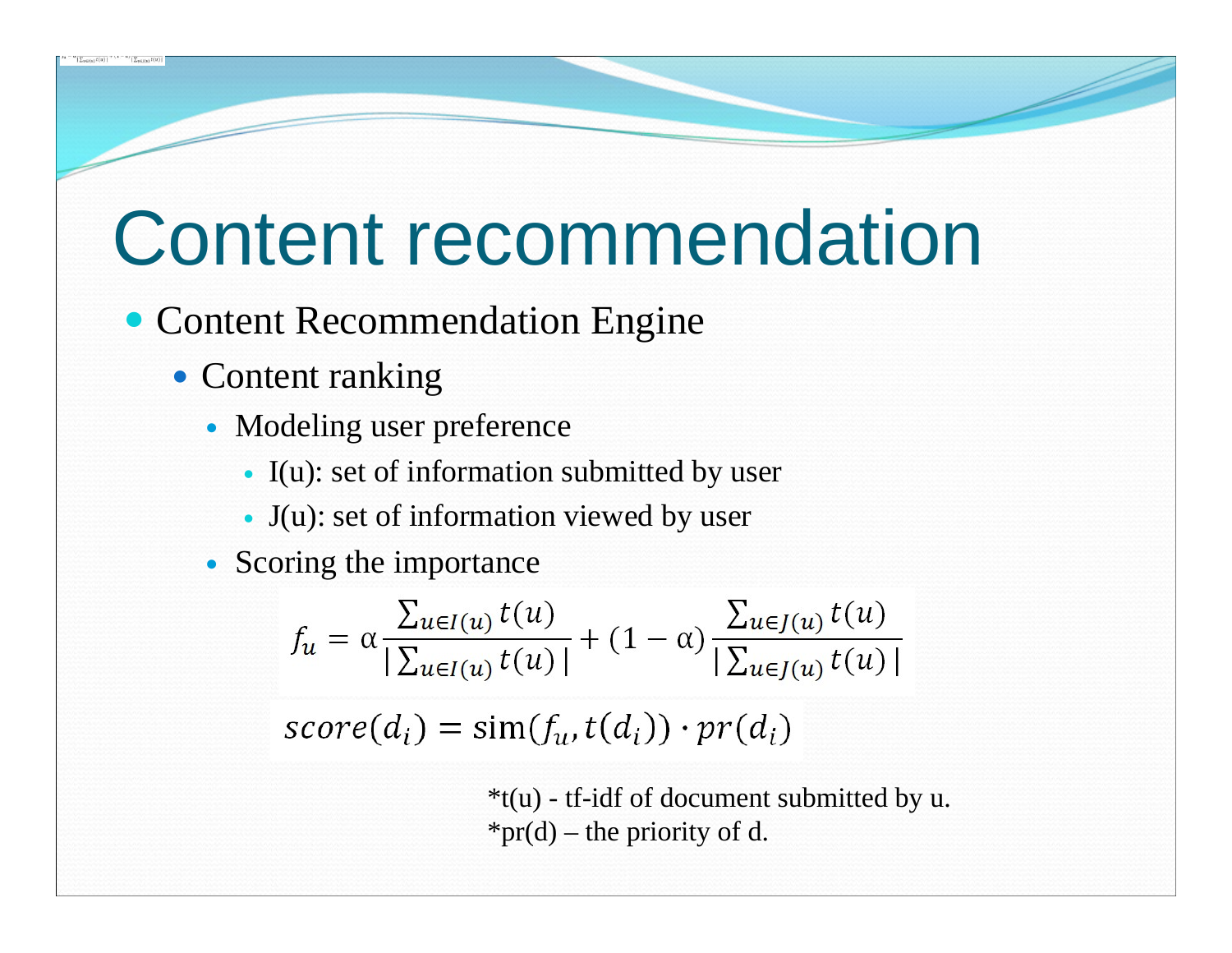# Content recommendation

- Content Recommendation Engine
  - Content ranking
    - Modeling user preference
      - I(u): set of information submitted by user
      - J(u): set of information viewed by user
    - Scoring the importance

$$f_u = \alpha \frac{\sum_{u \in I(u)} t(u)}{|\sum_{u \in I(u)} t(u)|} + (1 - \alpha) \frac{\sum_{u \in J(u)} t(u)}{|\sum_{u \in J(u)} t(u)|}$$

$$score(d_i) = \text{sim}(f_u, t(d_i)) \cdot pr(d_i)$$

*t(u) - tf-idf of document submitted by u.
*pr(d) – the priority of d.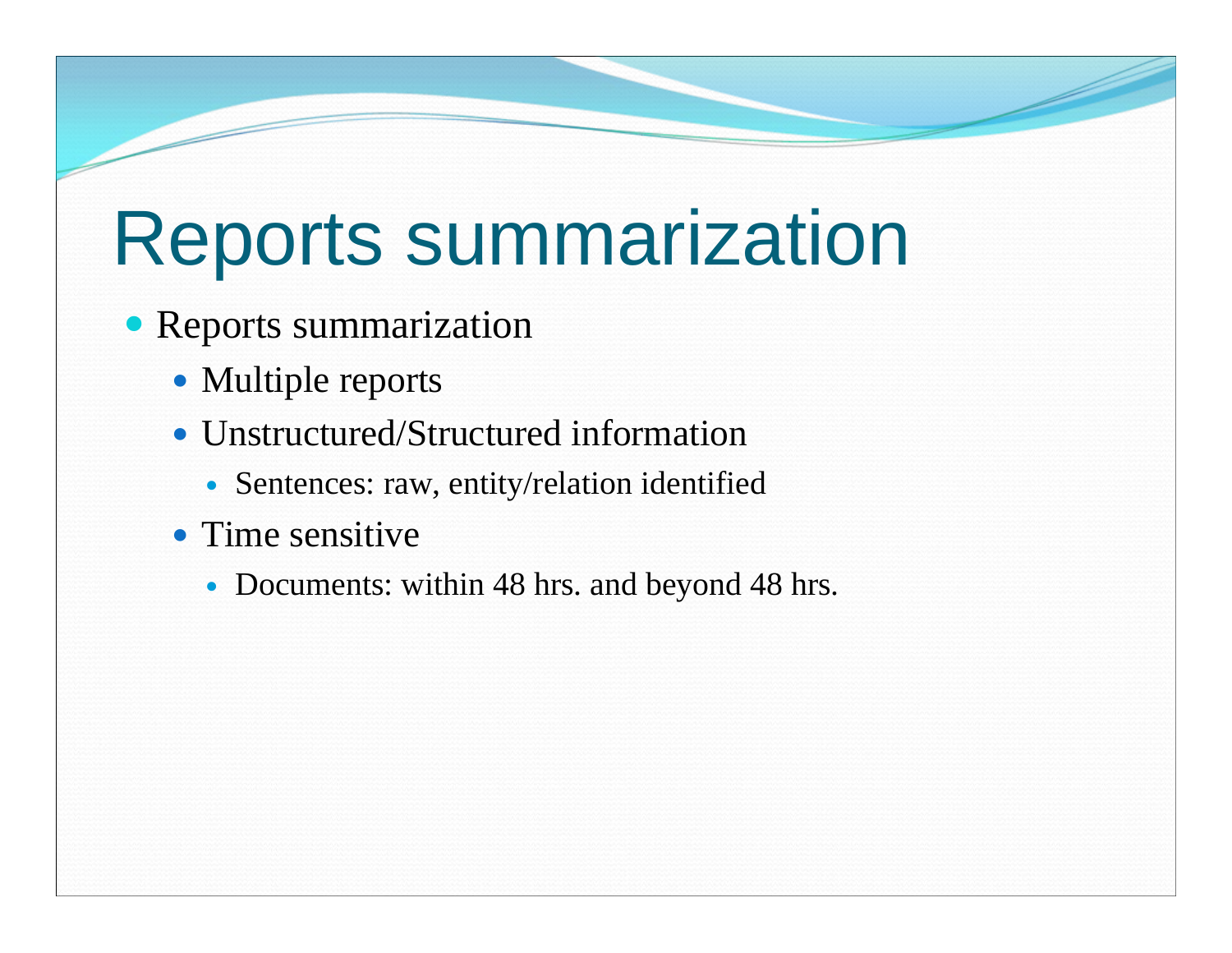# Reports summarization

- Reports summarization
  - Multiple reports
  - Unstructured/Structured information
    - Sentences: raw, entity/relation identified
  - Time sensitive
    - Documents: within 48 hrs. and beyond 48 hrs.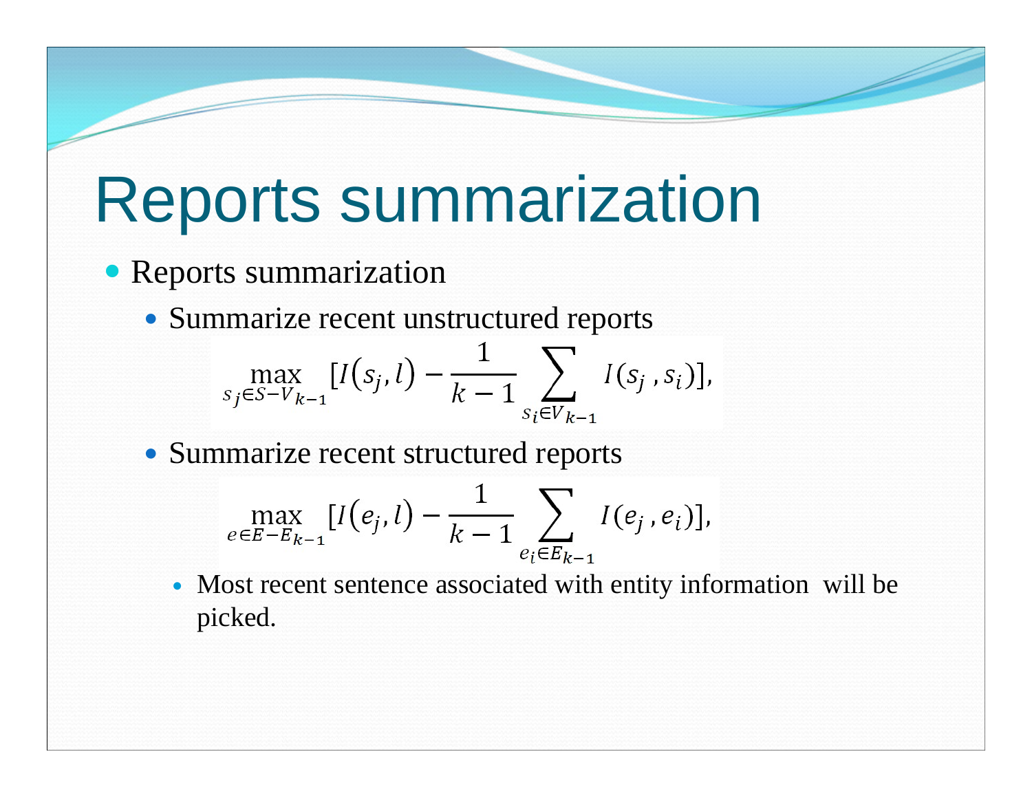# Reports summarization

- Reports summarization
  - Summarize recent unstructured reports

$$\max_{s_j \in S - V_{k-1}} [I(s_j, l) - \frac{1}{k-1} \sum_{s_i \in V_{k-1}} I(s_j, s_i)],$$

  - Summarize recent structured reports

$$\max_{e \in E - E_{k-1}} [I(e_j, l) - \frac{1}{k-1} \sum_{e_i \in E_{k-1}} I(e_j, e_i)],$$

    - Most recent sentence associated with entity information will be picked.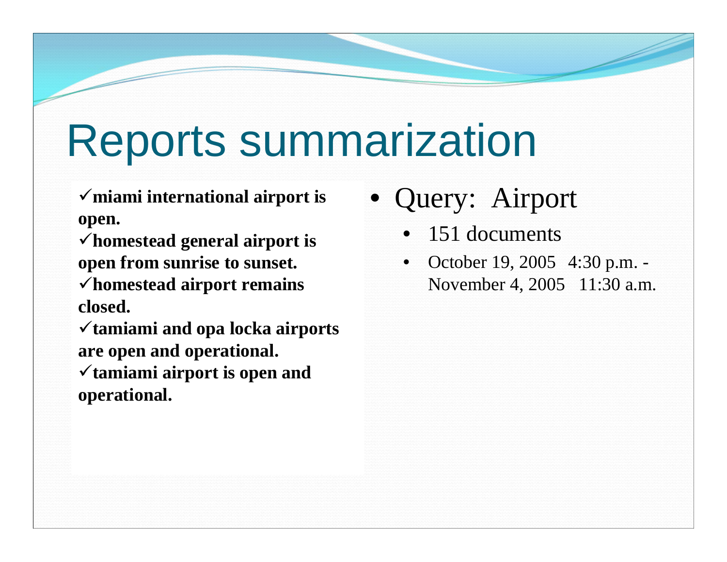# Reports summarization

- ✓**miami international airport is open.**
- ✓**homestead general airport is open from sunrise to sunset.**
- ✓**homestead airport remains closed.**
- ✓**tamiami and opa locka airports are open and operational.**
- ✓**tamiami airport is open and operational.**

- Query: Airport
  - 151 documents
  - October 19, 2005 4:30 p.m. - November 4, 2005 11:30 a.m.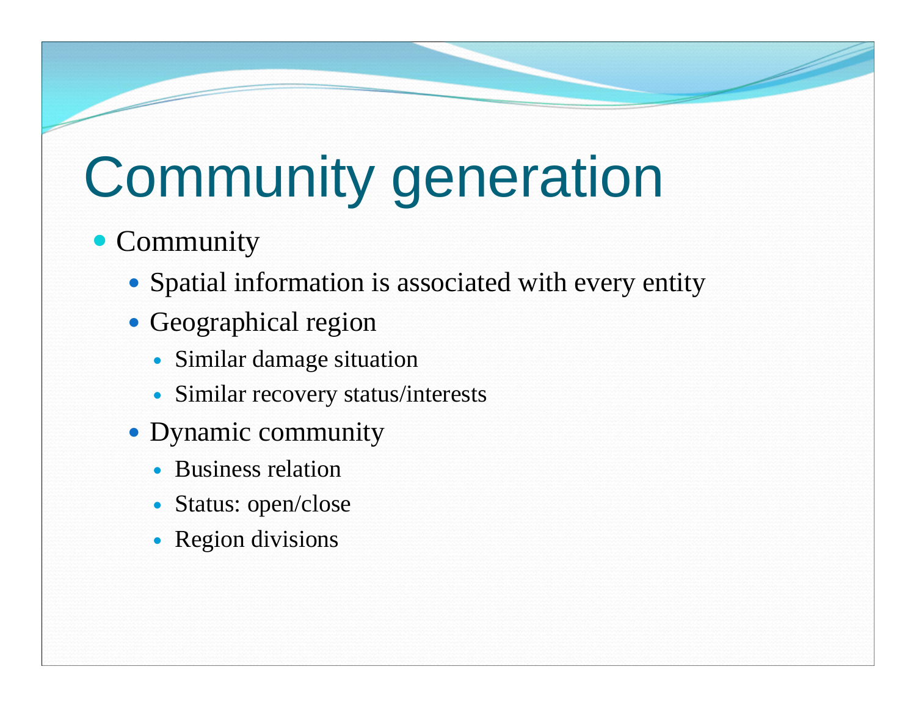# Community generation

- Community
  - Spatial information is associated with every entity
  - Geographical region
    - Similar damage situation
    - Similar recovery status/interests
  - Dynamic community
    - Business relation
    - Status: open/close
    - Region divisions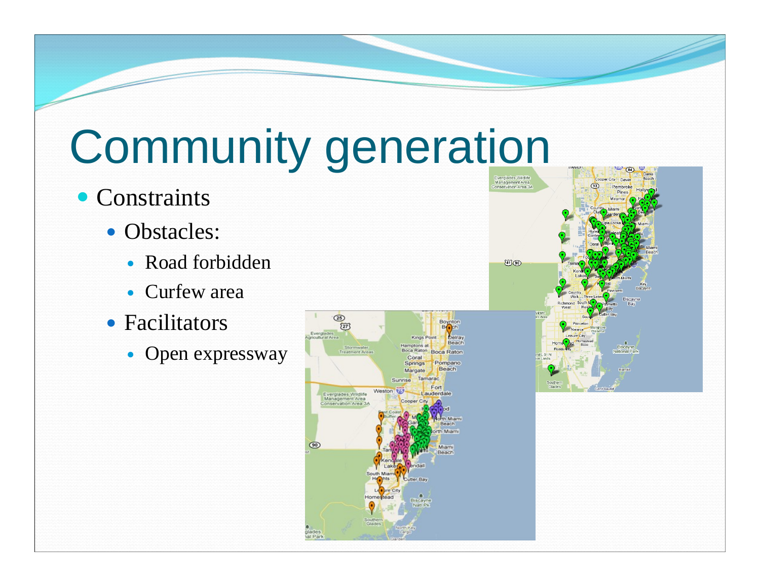# Community generation

- Constraints
  - Obstacles:
    - Road forbidden
    - Curfew area
  - Facilitators
    - Open expressway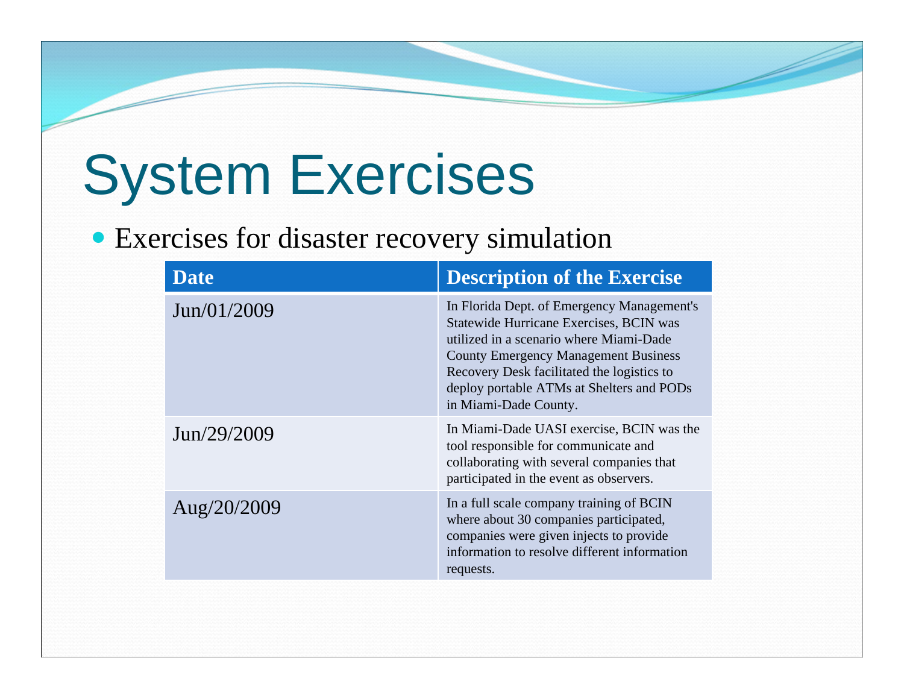# System Exercises

- Exercises for disaster recovery simulation

| Date | Description of the Exercise |
|---|---|
| Jun/01/2009 | In Florida Dept. of Emergency Management's Statewide Hurricane Exercises, BCIN was utilized in a scenario where Miami-Dade County Emergency Management Business Recovery Desk facilitated the logistics to deploy portable ATMs at Shelters and PODs in Miami-Dade County. |
| Jun/29/2009 | In Miami-Dade UASI exercise, BCIN was the tool responsible for communicate and collaborating with several companies that participated in the event as observers. |
| Aug/20/2009 | In a full scale company training of BCIN where about 30 companies participated, companies were given injects to provide information to resolve different information requests. |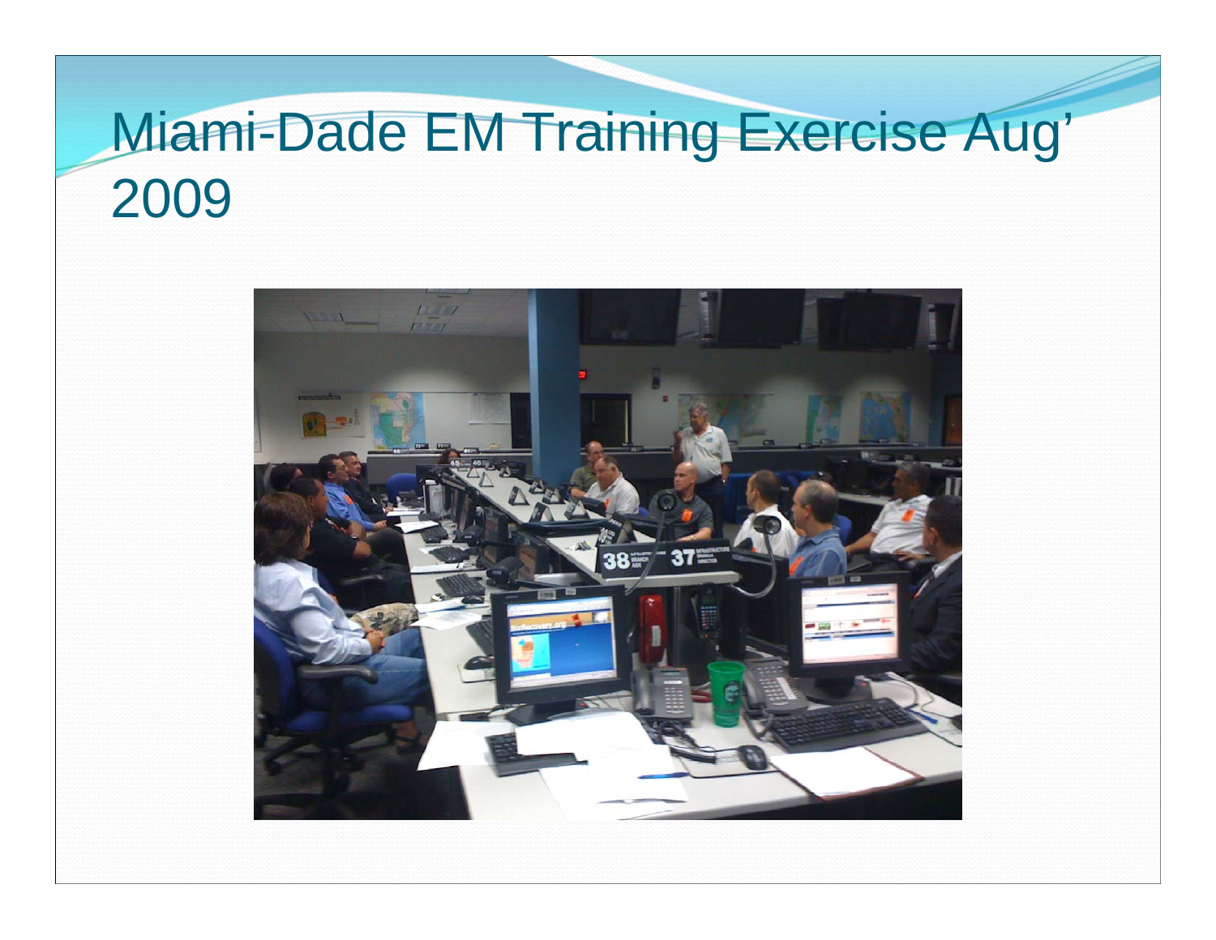# Miami-Dade EM Training Exercise Aug' 2009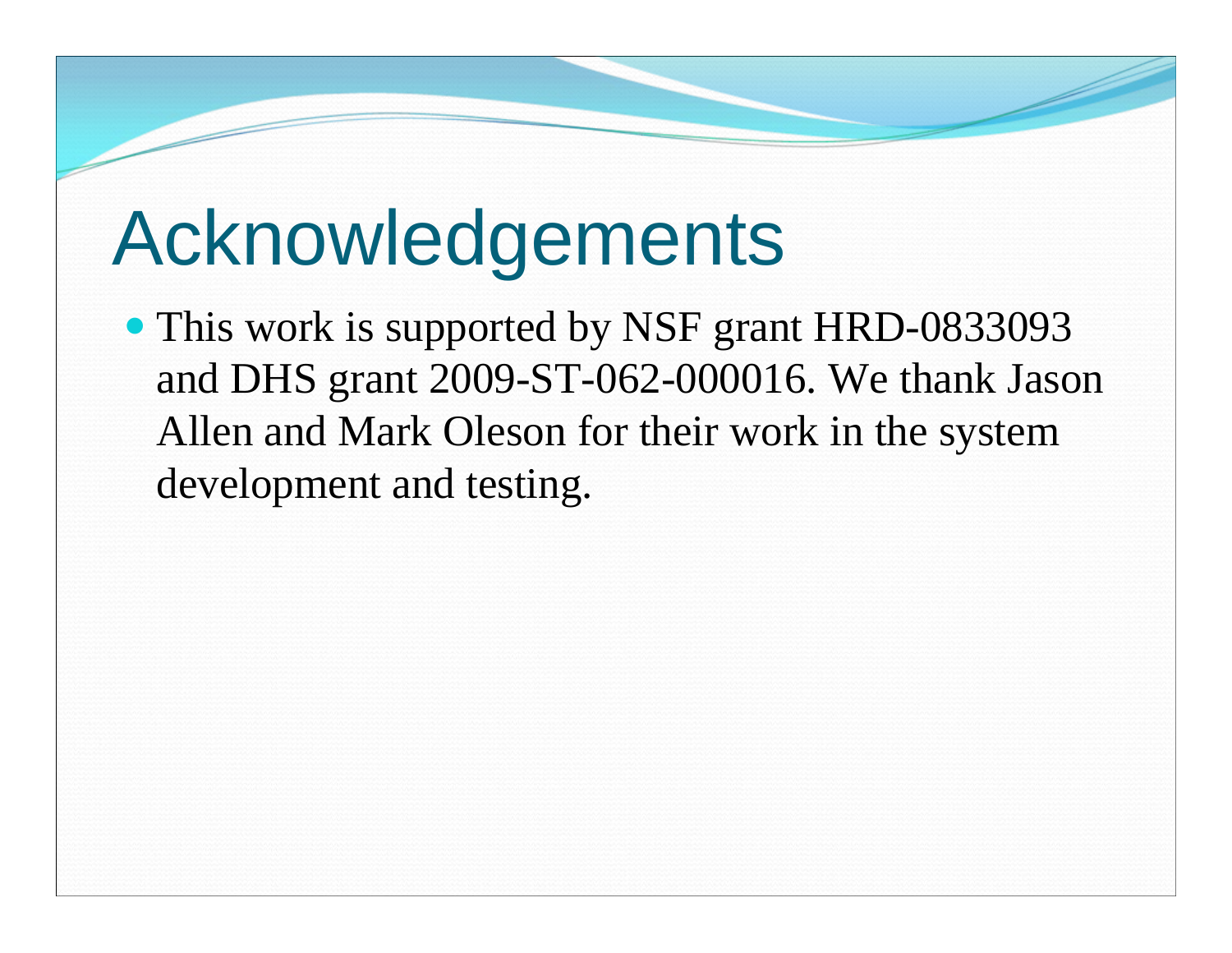# Acknowledgements

- This work is supported by NSF grant HRD-0833093 and DHS grant 2009-ST-062-000016. We thank Jason Allen and Mark Oleson for their work in the system development and testing.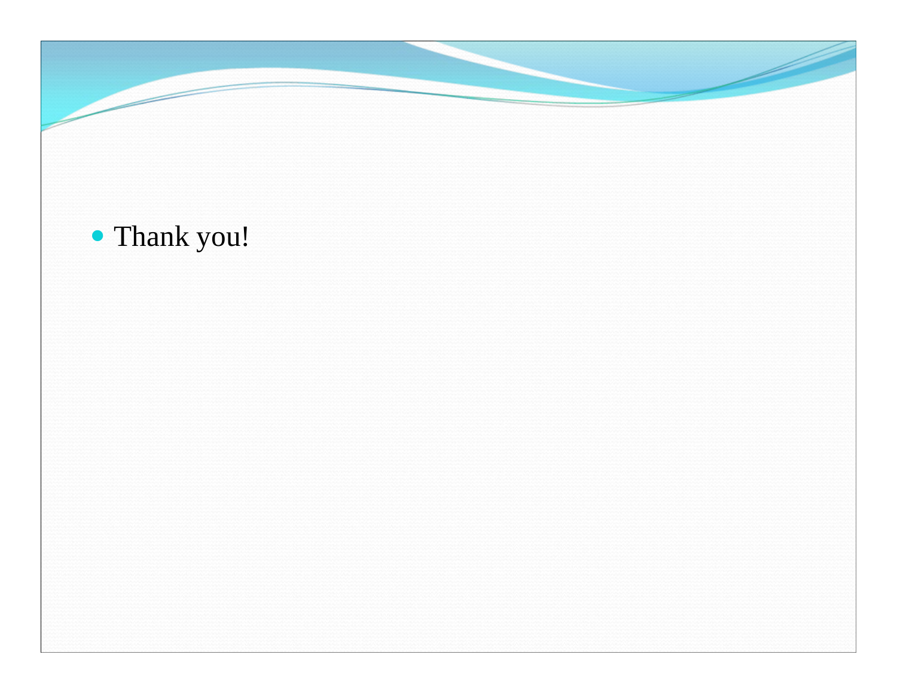- Thank you!